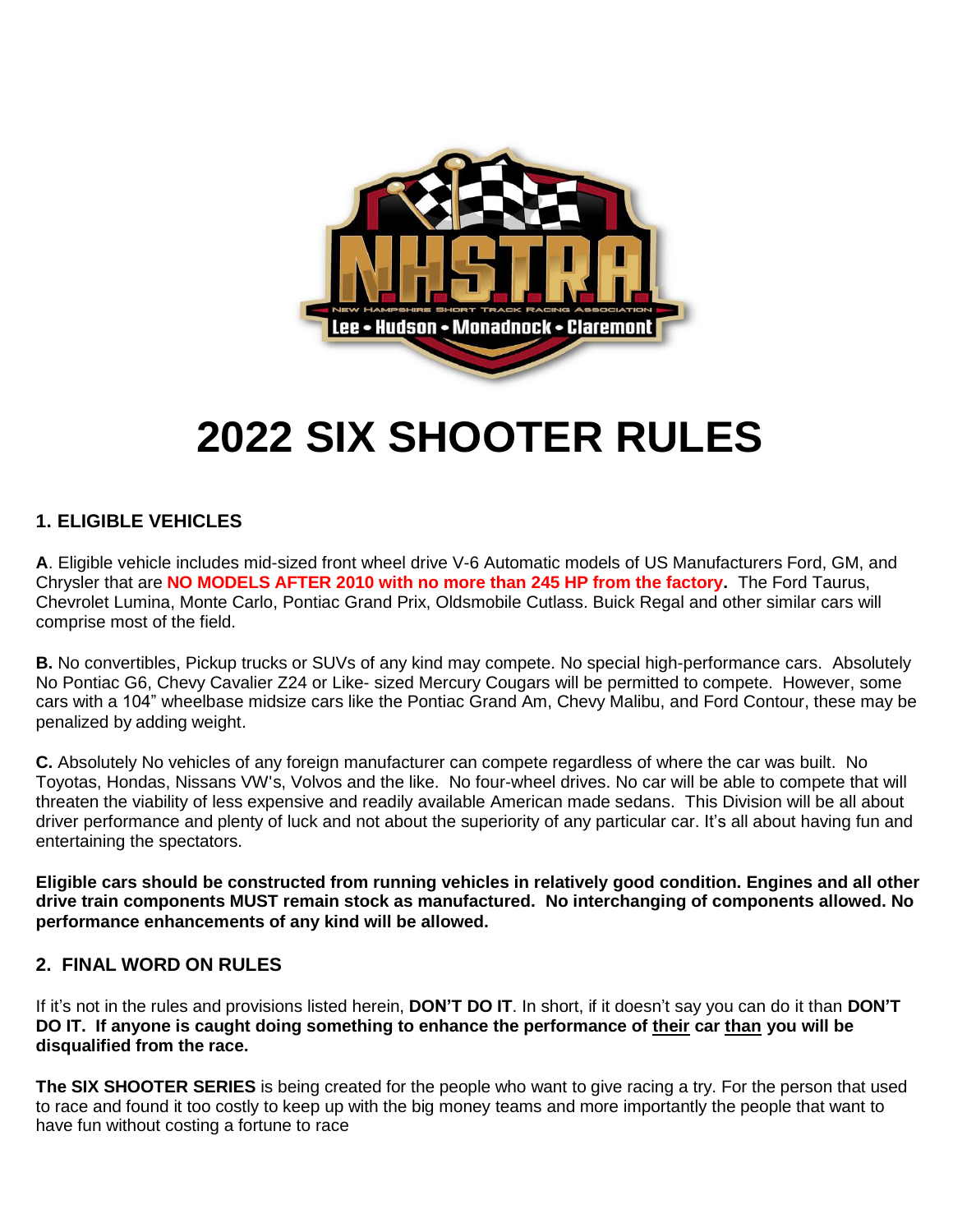# 2022 SIX SHOOTER RULES

## 1. ELIGIBLE VEHICLES

**A**. Eligible vehicle includes mid-sized front wheel drive V-6 Automatic models of US Manufacturers Ford, GM, and Chrysler that are **NO MODELS AFTER 2010 with no more than 245 HP from the factory.** The Ford Taurus, Chevrolet Lumina, Monte Carlo, Pontiac Grand Prix, Oldsmobile Cutlass. Buick Regal and other similar cars will comprise most of the field.

**B.** No convertibles, Pickup trucks or SUVs of any kind may compete. No special high-performance cars. Absolutely No Pontiac G6, Chevy Cavalier Z24 or Like- sized Mercury Cougars will be permitted to compete. However, some cars with a 104" wheelbase midsize cars like the Pontiac Grand Am, Chevy Malibu, and Ford Contour, these may be penalized by adding weight.

**C.** Absolutely No vehicles of any foreign manufacturer can compete regardless of where the car was built. No Toyotas, Hondas, Nissans VW's, Volvos and the like. No four-wheel drives. No car will be able to compete that will threaten the viability of less expensive and readily available American made sedans. This Division will be all about driver performance and plenty of luck and not about the superiority of any particular car. It's all about having fun and entertaining the spectators.

**Eligible cars should be constructed from running vehicles in relatively good condition. Engines and all other drive train components MUST remain stock as manufactured. No interchanging of components allowed. No performance enhancements of any kind will be allowed.**

## 2. FINAL WORD ON RULES

If it's not in the rules and provisions listed herein, **DON'T DO IT**. In short, if it doesn't say you can do it than **DON'T DO IT. If anyone is caught doing something to enhance the performance of their car than you will be disqualified from the race.**

**The SIX SHOOTER SERIES** is being created for the people who want to give racing a try. For the person that used to race and found it too costly to keep up with the big money teams and more importantly the people that want to have fun without costing a fortune to race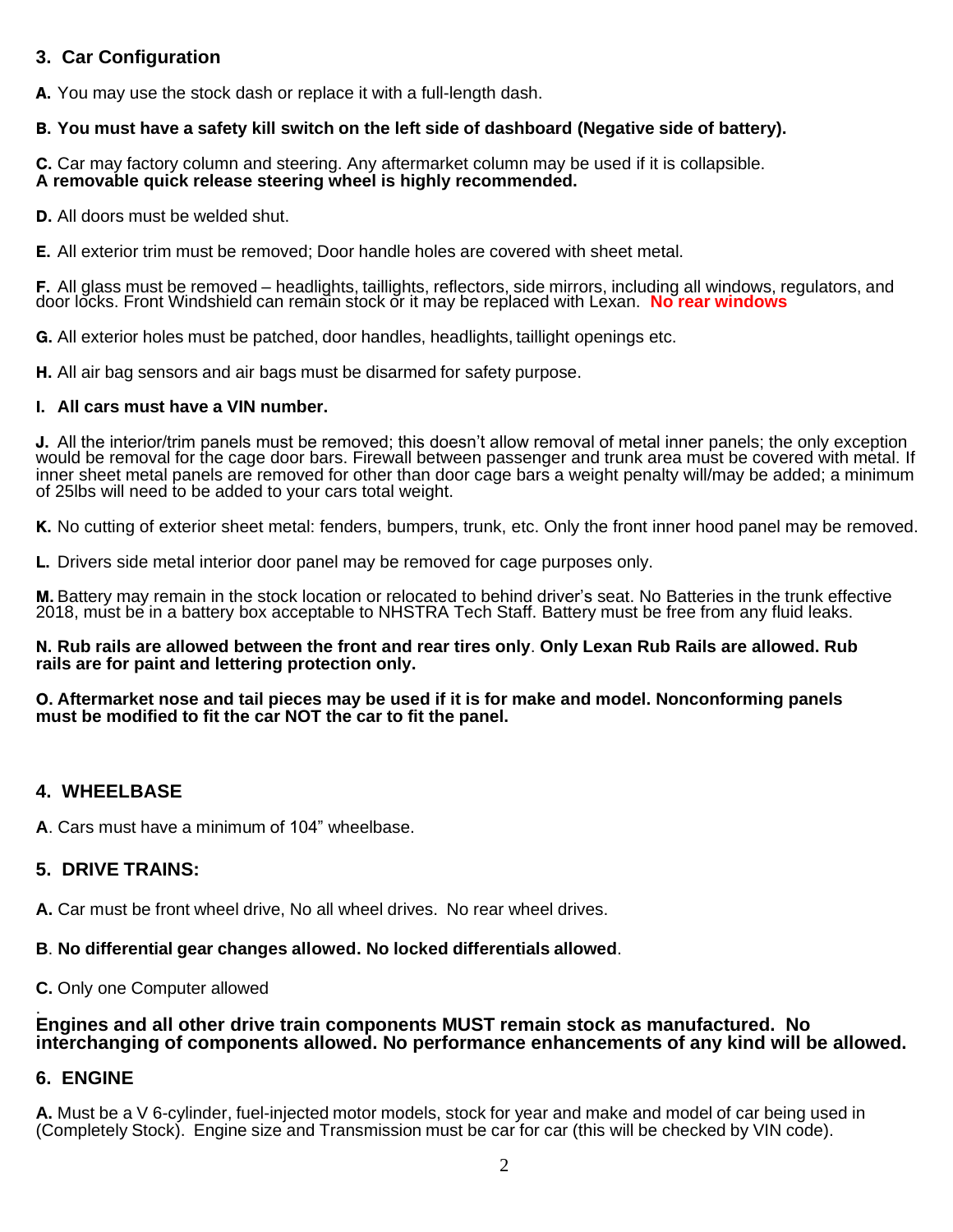## 3. Car Configuration

**A.** You may use the stock dash or replace it with a full-length dash.

**B. You must have a safety kill switch on the left side of dashboard (Negative side of battery).**

**C.** Car may factory column and steering. Any aftermarket column may be used if it is collapsible.
**A removable quick release steering wheel is highly recommended.**

**D.** All doors must be welded shut.

**E.** All exterior trim must be removed; Door handle holes are covered with sheet metal.

**F.** All glass must be removed – headlights, taillights, reflectors, side mirrors, including all windows, regulators, and door locks. Front Windshield can remain stock or it may be replaced with Lexan. **No rear windows**

**G.** All exterior holes must be patched, door handles, headlights, taillight openings etc.

**H.** All air bag sensors and air bags must be disarmed for safety purpose.

**I. All cars must have a VIN number.**

**J.** All the interior/trim panels must be removed; this doesn't allow removal of metal inner panels; the only exception would be removal for the cage door bars. Firewall between passenger and trunk area must be covered with metal. If inner sheet metal panels are removed for other than door cage bars a weight penalty will/may be added; a minimum of 25lbs will need to be added to your cars total weight.

**K.** No cutting of exterior sheet metal: fenders, bumpers, trunk, etc. Only the front inner hood panel may be removed.

**L.** Drivers side metal interior door panel may be removed for cage purposes only.

**M.** Battery may remain in the stock location or relocated to behind driver's seat. No Batteries in the trunk effective 2018, must be in a battery box acceptable to NHSTRA Tech Staff. Battery must be free from any fluid leaks.

**N. Rub rails are allowed between the front and rear tires only**. **Only Lexan Rub Rails are allowed. Rub rails are for paint and lettering protection only.**

**O. Aftermarket nose and tail pieces may be used if it is for make and model. Nonconforming panels must be modified to fit the car NOT the car to fit the panel.**

## 4. WHEELBASE

**A**. Cars must have a minimum of 104" wheelbase.

## 5. DRIVE TRAINS:

**A.** Car must be front wheel drive, No all wheel drives. No rear wheel drives.

**B**. **No differential gear changes allowed. No locked differentials allowed**.

**C.** Only one Computer allowed

.
**Engines and all other drive train components MUST remain stock as manufactured. No interchanging of components allowed. No performance enhancements of any kind will be allowed.**

## 6. ENGINE

**A.** Must be a V 6-cylinder, fuel-injected motor models, stock for year and make and model of car being used in (Completely Stock). Engine size and Transmission must be car for car (this will be checked by VIN code).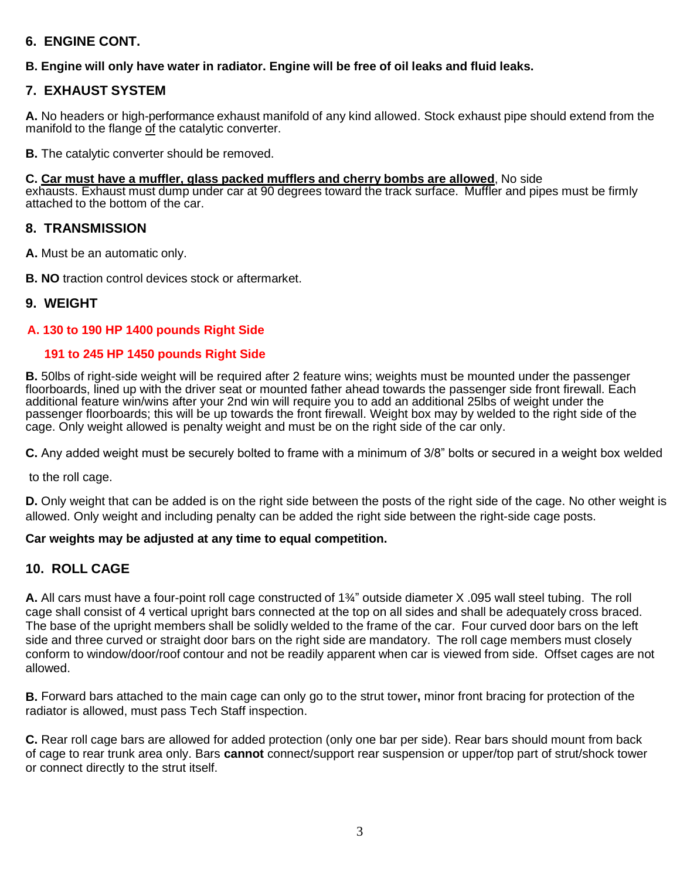## 6. ENGINE CONT.

**B. Engine will only have water in radiator. Engine will be free of oil leaks and fluid leaks.**

## 7. EXHAUST SYSTEM

**A.** No headers or high-performance exhaust manifold of any kind allowed. Stock exhaust pipe should extend from the manifold to the flange of the catalytic converter.

**B.** The catalytic converter should be removed.

**C. Car must have a muffler, glass packed mufflers and cherry bombs are allowed**, No side exhausts. Exhaust must dump under car at 90 degrees toward the track surface. Muffler and pipes must be firmly attached to the bottom of the car.

## 8. TRANSMISSION

**A.** Must be an automatic only.

**B. NO** traction control devices stock or aftermarket.

## 9. WEIGHT

**A. 130 to 190 HP 1400 pounds Right Side**

**191 to 245 HP 1450 pounds Right Side**

**B.** 50lbs of right-side weight will be required after 2 feature wins; weights must be mounted under the passenger floorboards, lined up with the driver seat or mounted father ahead towards the passenger side front firewall. Each additional feature win/wins after your 2nd win will require you to add an additional 25lbs of weight under the passenger floorboards; this will be up towards the front firewall. Weight box may by welded to the right side of the cage. Only weight allowed is penalty weight and must be on the right side of the car only.

**C.** Any added weight must be securely bolted to frame with a minimum of 3/8" bolts or secured in a weight box welded to the roll cage.

**D.** Only weight that can be added is on the right side between the posts of the right side of the cage. No other weight is allowed. Only weight and including penalty can be added the right side between the right-side cage posts.

**Car weights may be adjusted at any time to equal competition.**

## 10. ROLL CAGE

**A.** All cars must have a four-point roll cage constructed of 1¾" outside diameter X .095 wall steel tubing. The roll cage shall consist of 4 vertical upright bars connected at the top on all sides and shall be adequately cross braced. The base of the upright members shall be solidly welded to the frame of the car. Four curved door bars on the left side and three curved or straight door bars on the right side are mandatory. The roll cage members must closely conform to window/door/roof contour and not be readily apparent when car is viewed from side. Offset cages are not allowed.

**B.** Forward bars attached to the main cage can only go to the strut tower**,** minor front bracing for protection of the radiator is allowed, must pass Tech Staff inspection.

**C.** Rear roll cage bars are allowed for added protection (only one bar per side). Rear bars should mount from back of cage to rear trunk area only. Bars **cannot** connect/support rear suspension or upper/top part of strut/shock tower or connect directly to the strut itself.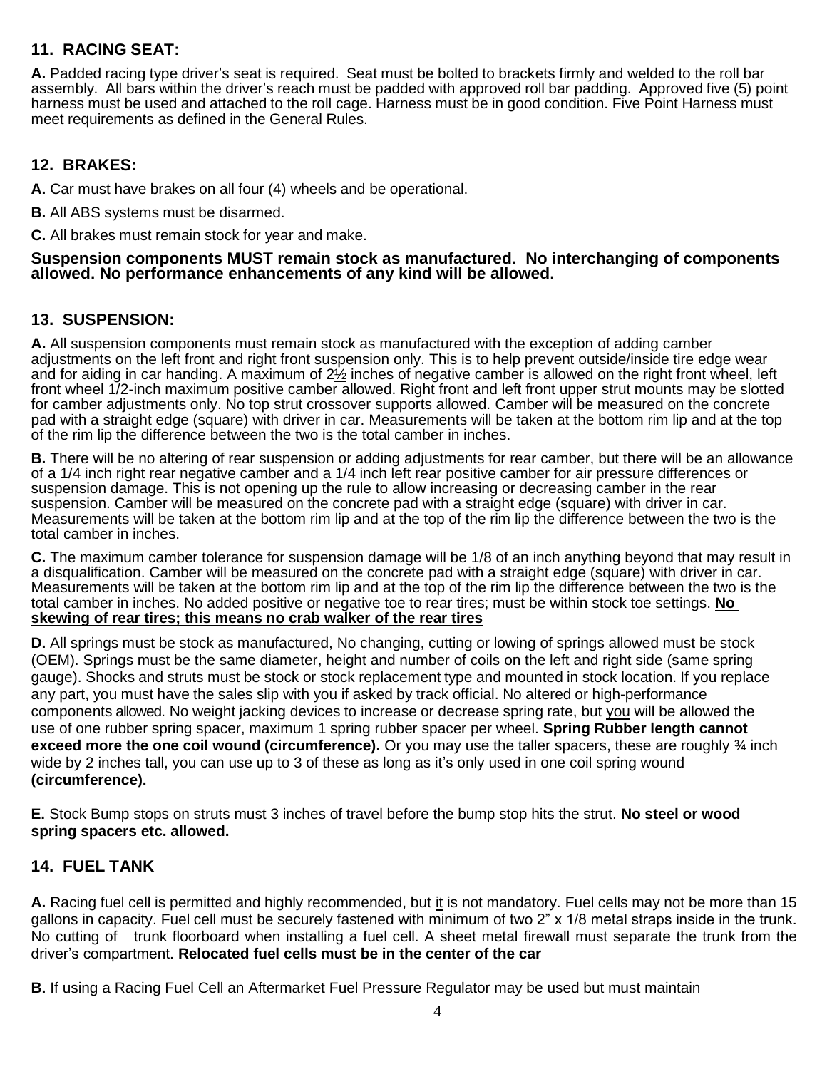## 11. RACING SEAT:

**A.** Padded racing type driver's seat is required. Seat must be bolted to brackets firmly and welded to the roll bar assembly. All bars within the driver's reach must be padded with approved roll bar padding. Approved five (5) point harness must be used and attached to the roll cage. Harness must be in good condition. Five Point Harness must meet requirements as defined in the General Rules.

## 12. BRAKES:

**A.** Car must have brakes on all four (4) wheels and be operational.

**B.** All ABS systems must be disarmed.

**C.** All brakes must remain stock for year and make.

**Suspension components MUST remain stock as manufactured. No interchanging of components allowed. No performance enhancements of any kind will be allowed.**

## 13. SUSPENSION:

**A.** All suspension components must remain stock as manufactured with the exception of adding camber adjustments on the left front and right front suspension only. This is to help prevent outside/inside tire edge wear and for aiding in car handing. A maximum of 2½ inches of negative camber is allowed on the right front wheel, left front wheel 1/2-inch maximum positive camber allowed. Right front and left front upper strut mounts may be slotted for camber adjustments only. No top strut crossover supports allowed. Camber will be measured on the concrete pad with a straight edge (square) with driver in car. Measurements will be taken at the bottom rim lip and at the top of the rim lip the difference between the two is the total camber in inches.

**B.** There will be no altering of rear suspension or adding adjustments for rear camber, but there will be an allowance of a 1/4 inch right rear negative camber and a 1/4 inch left rear positive camber for air pressure differences or suspension damage. This is not opening up the rule to allow increasing or decreasing camber in the rear suspension. Camber will be measured on the concrete pad with a straight edge (square) with driver in car. Measurements will be taken at the bottom rim lip and at the top of the rim lip the difference between the two is the total camber in inches.

**C.** The maximum camber tolerance for suspension damage will be 1/8 of an inch anything beyond that may result in a disqualification. Camber will be measured on the concrete pad with a straight edge (square) with driver in car. Measurements will be taken at the bottom rim lip and at the top of the rim lip the difference between the two is the total camber in inches. No added positive or negative toe to rear tires; must be within stock toe settings. **No skewing of rear tires; this means no crab walker of the rear tires**

**D.** All springs must be stock as manufactured, No changing, cutting or lowing of springs allowed must be stock (OEM). Springs must be the same diameter, height and number of coils on the left and right side (same spring gauge). Shocks and struts must be stock or stock replacement type and mounted in stock location. If you replace any part, you must have the sales slip with you if asked by track official. No altered or high-performance components allowed. No weight jacking devices to increase or decrease spring rate, but you will be allowed the use of one rubber spring spacer, maximum 1 spring rubber spacer per wheel. **Spring Rubber length cannot exceed more the one coil wound (circumference).** Or you may use the taller spacers, these are roughly ¾ inch wide by 2 inches tall, you can use up to 3 of these as long as it's only used in one coil spring wound **(circumference).**

**E.** Stock Bump stops on struts must 3 inches of travel before the bump stop hits the strut. **No steel or wood spring spacers etc. allowed.**

## 14. FUEL TANK

**A.** Racing fuel cell is permitted and highly recommended, but it is not mandatory. Fuel cells may not be more than 15 gallons in capacity. Fuel cell must be securely fastened with minimum of two 2" x 1/8 metal straps inside in the trunk. No cutting of trunk floorboard when installing a fuel cell. A sheet metal firewall must separate the trunk from the driver's compartment. **Relocated fuel cells must be in the center of the car**

**B.** If using a Racing Fuel Cell an Aftermarket Fuel Pressure Regulator may be used but must maintain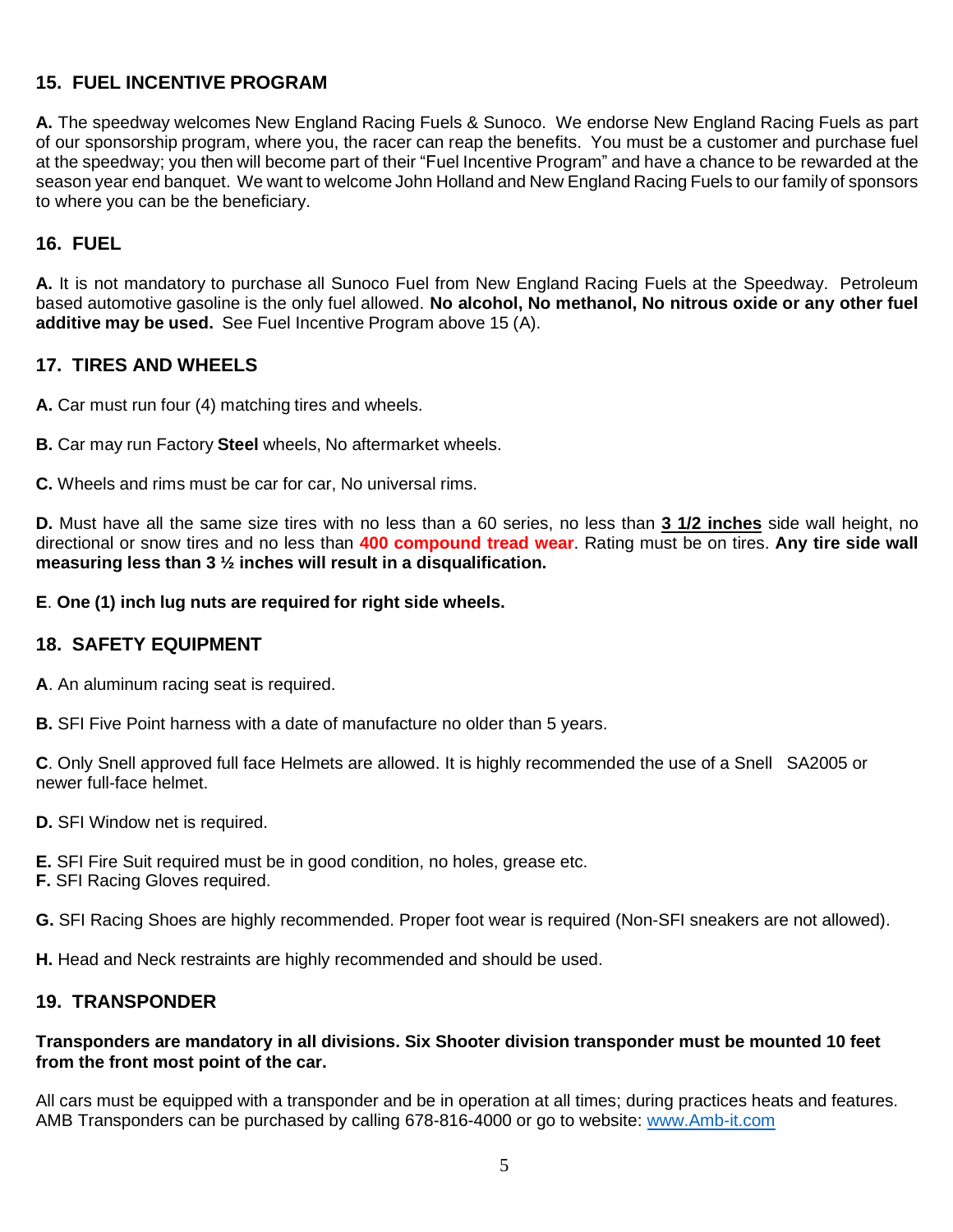## 15. FUEL INCENTIVE PROGRAM

**A.** The speedway welcomes New England Racing Fuels & Sunoco. We endorse New England Racing Fuels as part of our sponsorship program, where you, the racer can reap the benefits. You must be a customer and purchase fuel at the speedway; you then will become part of their "Fuel Incentive Program" and have a chance to be rewarded at the season year end banquet. We want to welcome John Holland and New England Racing Fuels to our family of sponsors to where you can be the beneficiary.

## 16. FUEL

**A.** It is not mandatory to purchase all Sunoco Fuel from New England Racing Fuels at the Speedway. Petroleum based automotive gasoline is the only fuel allowed. **No alcohol, No methanol, No nitrous oxide or any other fuel additive may be used.** See Fuel Incentive Program above 15 (A).

## 17. TIRES AND WHEELS

**A.** Car must run four (4) matching tires and wheels.

**B.** Car may run Factory **Steel** wheels, No aftermarket wheels.

**C.** Wheels and rims must be car for car, No universal rims.

**D.** Must have all the same size tires with no less than a 60 series, no less than **3 1/2 inches** side wall height, no directional or snow tires and no less than **400 compound tread wear**. Rating must be on tires. **Any tire side wall measuring less than 3 ½ inches will result in a disqualification.**

**E**. **One (1) inch lug nuts are required for right side wheels.**

## 18. SAFETY EQUIPMENT

**A**. An aluminum racing seat is required.

**B.** SFI Five Point harness with a date of manufacture no older than 5 years.

**C**. Only Snell approved full face Helmets are allowed. It is highly recommended the use of a Snell SA2005 or newer full-face helmet.

**D.** SFI Window net is required.

**E.** SFI Fire Suit required must be in good condition, no holes, grease etc.
**F.** SFI Racing Gloves required.

**G.** SFI Racing Shoes are highly recommended. Proper foot wear is required (Non-SFI sneakers are not allowed).

**H.** Head and Neck restraints are highly recommended and should be used.

## 19. TRANSPONDER

**Transponders are mandatory in all divisions. Six Shooter division transponder must be mounted 10 feet from the front most point of the car.**

All cars must be equipped with a transponder and be in operation at all times; during practices heats and features. AMB Transponders can be purchased by calling 678-816-4000 or go to website: www.Amb-it.com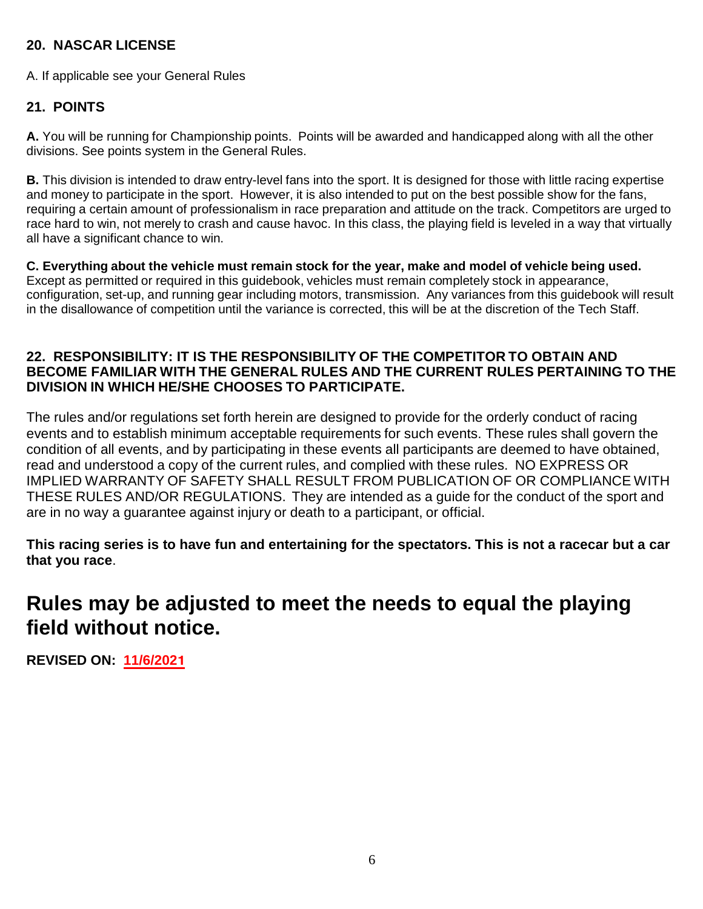## 20. NASCAR LICENSE

A. If applicable see your General Rules

## 21. POINTS

**A.** You will be running for Championship points. Points will be awarded and handicapped along with all the other divisions. See points system in the General Rules.

**B.** This division is intended to draw entry-level fans into the sport. It is designed for those with little racing expertise and money to participate in the sport. However, it is also intended to put on the best possible show for the fans, requiring a certain amount of professionalism in race preparation and attitude on the track. Competitors are urged to race hard to win, not merely to crash and cause havoc. In this class, the playing field is leveled in a way that virtually all have a significant chance to win.

**C. Everything about the vehicle must remain stock for the year, make and model of vehicle being used.** Except as permitted or required in this guidebook, vehicles must remain completely stock in appearance, configuration, set-up, and running gear including motors, transmission. Any variances from this guidebook will result in the disallowance of competition until the variance is corrected, this will be at the discretion of the Tech Staff.

## 22. RESPONSIBILITY: IT IS THE RESPONSIBILITY OF THE COMPETITOR TO OBTAIN AND BECOME FAMILIAR WITH THE GENERAL RULES AND THE CURRENT RULES PERTAINING TO THE DIVISION IN WHICH HE/SHE CHOOSES TO PARTICIPATE.

The rules and/or regulations set forth herein are designed to provide for the orderly conduct of racing events and to establish minimum acceptable requirements for such events. These rules shall govern the condition of all events, and by participating in these events all participants are deemed to have obtained, read and understood a copy of the current rules, and complied with these rules. NO EXPRESS OR IMPLIED WARRANTY OF SAFETY SHALL RESULT FROM PUBLICATION OF OR COMPLIANCE WITH THESE RULES AND/OR REGULATIONS. They are intended as a guide for the conduct of the sport and are in no way a guarantee against injury or death to a participant, or official.

**This racing series is to have fun and entertaining for the spectators. This is not a racecar but a car that you race**.

# Rules may be adjusted to meet the needs to equal the playing field without notice.

**REVISED ON: 11/6/2021**